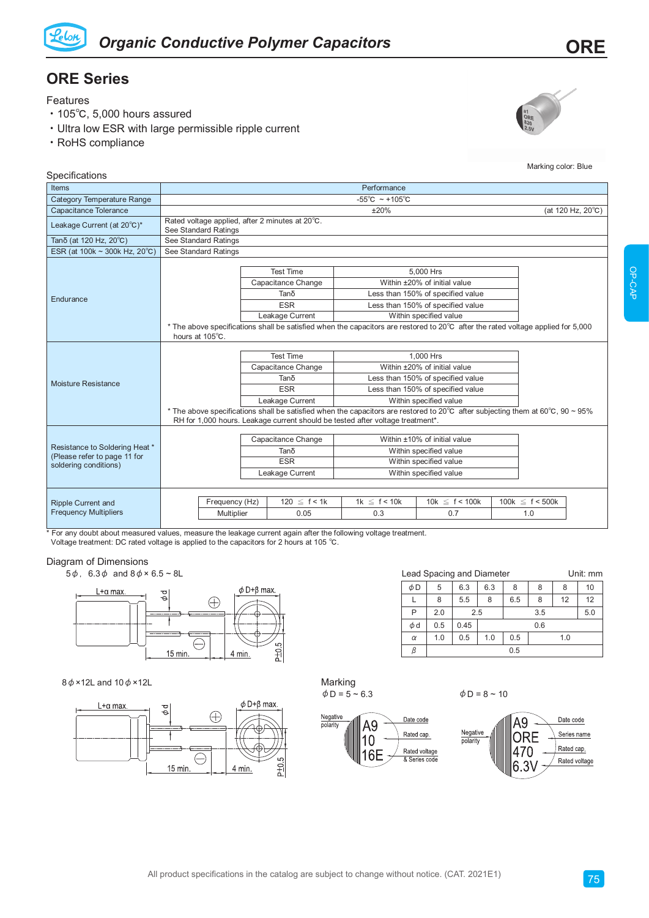# Organic Conductive Polymer Capacitors

# ORE

## ORE Series

### Features

- 105℃, 5,000 hours assured
- Ultra low ESR with large permissible ripple current
- RoHS compliance

Marking color: Blue

### Specifications

| Items | Performance |
|---|---|
| Category Temperature Range | -55℃ ~ +105℃ |
| Capacitance Tolerance | ±20% (at 120 Hz, 20℃) |
| Leakage Current (at 20℃)* | Rated voltage applied, after 2 minutes at 20℃. See Standard Ratings |
| Tanδ (at 120 Hz, 20℃) | See Standard Ratings |
| ESR (at 100k ~ 300k Hz, 20℃) | See Standard Ratings |
| Endurance | Test Time: 5,000 Hrs; Capacitance Change: Within ±20% of initial value; Tanδ: Less than 150% of specified value; ESR: Less than 150% of specified value; Leakage Current: Within specified value. * The above specifications shall be satisfied when the capacitors are restored to 20℃ after the rated voltage applied for 5,000 hours at 105℃. |
| Moisture Resistance | Test Time: 1,000 Hrs; Capacitance Change: Within ±20% of initial value; Tanδ: Less than 150% of specified value; ESR: Less than 150% of specified value; Leakage Current: Within specified value. * The above specifications shall be satisfied when the capacitors are restored to 20℃ after subjecting them at 60℃, 90 ~ 95% RH for 1,000 hours. Leakage current should be tested after voltage treatment*. |
| Resistance to Soldering Heat * (Please refer to page 11 for soldering conditions) | Capacitance Change: Within ±10% of initial value; Tanδ: Within specified value; ESR: Within specified value; Leakage Current: Within specified value |
| Ripple Current and Frequency Multipliers | See table below |

**Ripple Current and Frequency Multipliers**

| Frequency (Hz) | 120 ≦ f < 1k | 1k ≦ f < 10k | 10k ≦ f < 100k | 100k ≦ f < 500k |
|---|---|---|---|---|
| Multiplier | 0.05 | 0.3 | 0.7 | 1.0 |

\* For any doubt about measured values, measure the leakage current again after the following voltage treatment.
Voltage treatment: DC rated voltage is applied to the capacitors for 2 hours at 105 ℃.

### Diagram of Dimensions

5ϕ, 6.3ϕ and 8ϕ × 6.5 ~ 8L

L+α max. ϕd ϕD+β max. 15 min. 4 min. P±0.5

8ϕ×12L and 10ϕ×12L

L+α max. ϕd ϕD+β max. 15 min. 4 min. P±0.5

**Lead Spacing and Diameter** Unit: mm

| ϕD | 5 | 6.3 | 6.3 | 8 | 8 | 8 | 10 |
|---|---|---|---|---|---|---|---|
| L | 8 | 5.5 | 8 | 6.5 | 8 | 12 | 12 |
| P | 2.0 | 2.5 | | 3.5 | | | 5.0 |
| ϕd | 0.5 | 0.45 | 0.6 | | | | |
| α | 1.0 | 0.5 | 1.0 | 0.5 | 1.0 | | |
| β | 0.5 | | | | | | |

### Marking

ϕD = 5 ~ 6.3

Negative polarity — A9 (Date code), 10 (Rated cap.), 16E (Rated voltage & Series code)

ϕD = 8 ~ 10

Negative polarity — A9 (Date code), ORE (Series name), 470 (Rated cap.), 6.3V (Rated voltage)

All product specifications in the catalog are subject to change without notice. (CAT. 2021E1)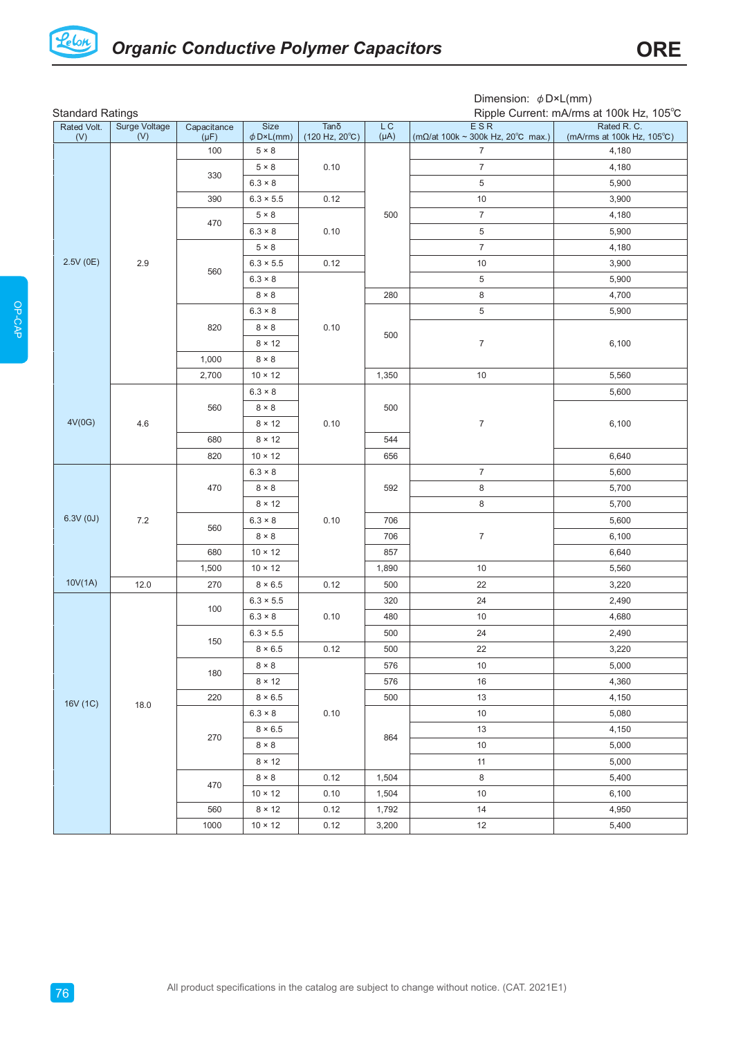# Organic Conductive Polymer Capacitors

## ORE

Standard Ratings

Dimension: ϕD×L(mm)
Ripple Current: mA/rms at 100k Hz, 105℃

| Rated Volt. (V) | Surge Voltage (V) | Capacitance (μF) | Size ϕD×L(mm) | Tanδ (120 Hz, 20℃) | L C (μA) | E S R (mΩ/at 100k ~ 300k Hz, 20℃ max.) | Rated R. C. (mA/rms at 100k Hz, 105℃) |
|---|---|---|---|---|---|---|---|
| 2.5V (0E) | 2.9 | 100 | 5 × 8 | 0.10 | 500 | 7 | 4,180 |
| | | 330 | 5 × 8 | 0.10 | 500 | 7 | 4,180 |
| | | 330 | 6.3 × 8 | 0.10 | 500 | 5 | 5,900 |
| | | 390 | 6.3 × 5.5 | 0.12 | 500 | 10 | 3,900 |
| | | 470 | 5 × 8 | 0.10 | 500 | 7 | 4,180 |
| | | 470 | 6.3 × 8 | 0.10 | 500 | 5 | 5,900 |
| | | 560 | 5 × 8 | 0.10 | 500 | 7 | 4,180 |
| | | 560 | 6.3 × 5.5 | 0.12 | 500 | 10 | 3,900 |
| | | 560 | 6.3 × 8 | 0.10 | 500 | 5 | 5,900 |
| | | 560 | 8 × 8 | 0.10 | 280 | 8 | 4,700 |
| | | 820 | 6.3 × 8 | 0.10 | 500 | 5 | 5,900 |
| | | 820 | 8 × 8 | 0.10 | 500 | 7 | 6,100 |
| | | 820 | 8 × 12 | 0.10 | 500 | 7 | 6,100 |
| | | 1,000 | 8 × 8 | 0.10 | 500 | 7 | 6,100 |
| | | 2,700 | 10 × 12 | 0.10 | 1,350 | 10 | 5,560 |
| 4V(0G) | 4.6 | 560 | 6.3 × 8 | 0.10 | 500 | 7 | 5,600 |
| | | 560 | 8 × 8 | 0.10 | 500 | 7 | 6,100 |
| | | 560 | 8 × 12 | 0.10 | 500 | 7 | 6,100 |
| | | 680 | 8 × 12 | 0.10 | 544 | 7 | 6,100 |
| | | 820 | 10 × 12 | 0.10 | 656 | 7 | 6,640 |
| 6.3V (0J) | 7.2 | 470 | 6.3 × 8 | 0.10 | 592 | 7 | 5,600 |
| | | 470 | 8 × 8 | 0.10 | 592 | 8 | 5,700 |
| | | 470 | 8 × 12 | 0.10 | 592 | 8 | 5,700 |
| | | 560 | 6.3 × 8 | 0.10 | 706 | 7 | 5,600 |
| | | 560 | 8 × 8 | 0.10 | 706 | 7 | 6,100 |
| | | 680 | 10 × 12 | 0.10 | 857 | 7 | 6,640 |
| | | 1,500 | 10 × 12 | 0.10 | 1,890 | 10 | 5,560 |
| 10V(1A) | 12.0 | 270 | 8 × 6.5 | 0.12 | 500 | 22 | 3,220 |
| 16V (1C) | 18.0 | 100 | 6.3 × 5.5 | 0.10 | 320 | 24 | 2,490 |
| | | 100 | 6.3 × 8 | 0.10 | 480 | 10 | 4,680 |
| | | 150 | 6.3 × 5.5 | 0.10 | 500 | 24 | 2,490 |
| | | 150 | 8 × 6.5 | 0.12 | 500 | 22 | 3,220 |
| | | 180 | 8 × 8 | 0.10 | 576 | 10 | 5,000 |
| | | 180 | 8 × 12 | 0.10 | 576 | 16 | 4,360 |
| | | 220 | 8 × 6.5 | 0.10 | 500 | 13 | 4,150 |
| | | 270 | 6.3 × 8 | 0.10 | 864 | 10 | 5,080 |
| | | 270 | 8 × 6.5 | 0.10 | 864 | 13 | 4,150 |
| | | 270 | 8 × 8 | 0.10 | 864 | 10 | 5,000 |
| | | 270 | 8 × 12 | 0.10 | 864 | 11 | 5,000 |
| | | 470 | 8 × 8 | 0.12 | 1,504 | 8 | 5,400 |
| | | 470 | 10 × 12 | 0.10 | 1,504 | 10 | 6,100 |
| | | 560 | 8 × 12 | 0.12 | 1,792 | 14 | 4,950 |
| | | 1000 | 10 × 12 | 0.12 | 3,200 | 12 | 5,400 |

All product specifications in the catalog are subject to change without notice. (CAT. 2021E1)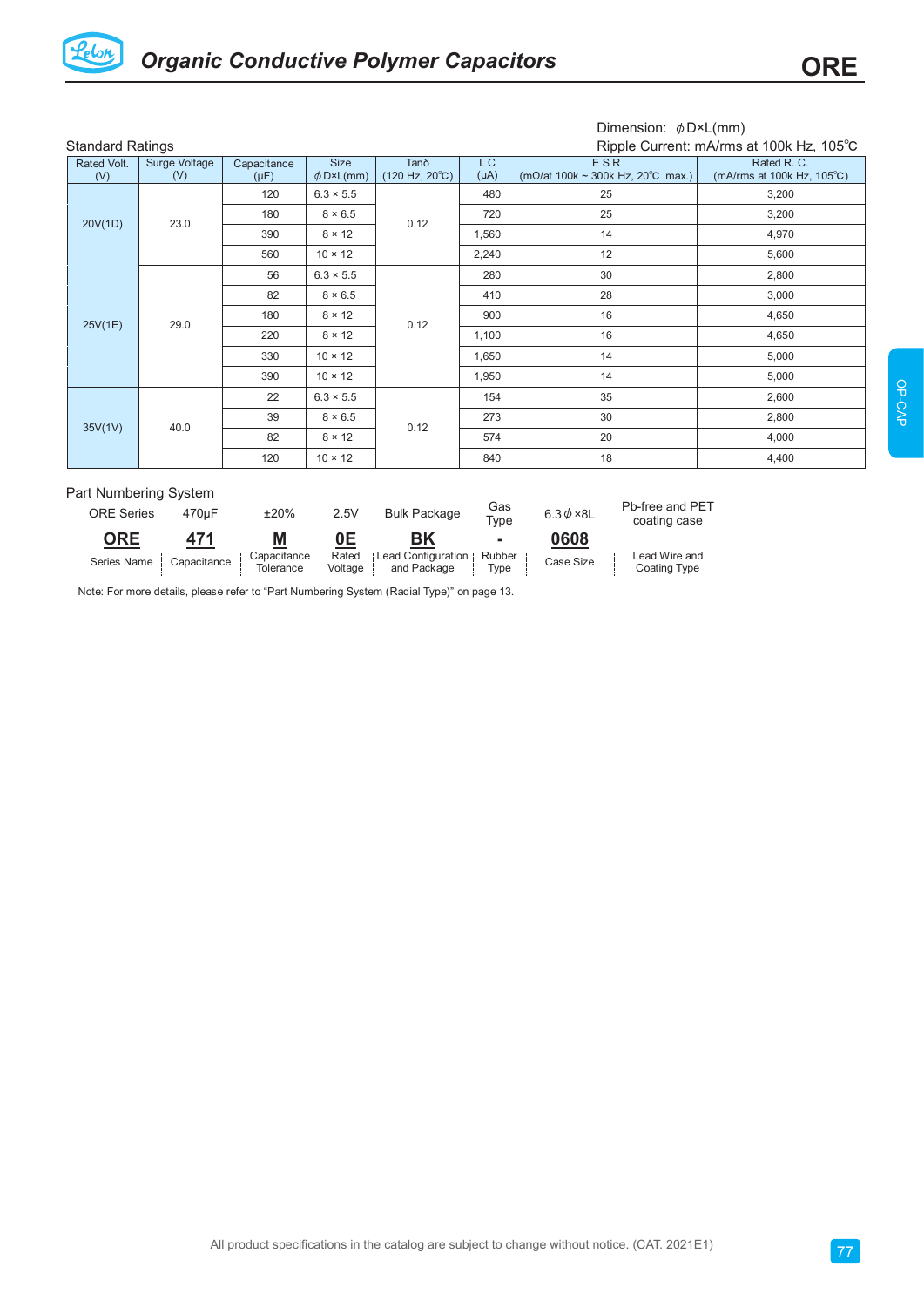# Organic Conductive Polymer Capacitors

# ORE

Dimension: ϕD×L(mm)

Standard Ratings

Ripple Current: mA/rms at 100k Hz, 105℃

| Rated Volt. (V) | Surge Voltage (V) | Capacitance (μF) | Size ϕD×L(mm) | Tanδ (120 Hz, 20℃) | L C (μA) | E S R (mΩ/at 100k ~ 300k Hz, 20℃ max.) | Rated R. C. (mA/rms at 100k Hz, 105℃) |
|---|---|---|---|---|---|---|---|
| 20V(1D) | 23.0 | 120 | 6.3 × 5.5 | 0.12 | 480 | 25 | 3,200 |
| | | 180 | 8 × 6.5 | | 720 | 25 | 3,200 |
| | | 390 | 8 × 12 | | 1,560 | 14 | 4,970 |
| | | 560 | 10 × 12 | | 2,240 | 12 | 5,600 |
| 25V(1E) | 29.0 | 56 | 6.3 × 5.5 | 0.12 | 280 | 30 | 2,800 |
| | | 82 | 8 × 6.5 | | 410 | 28 | 3,000 |
| | | 180 | 8 × 12 | | 900 | 16 | 4,650 |
| | | 220 | 8 × 12 | | 1,100 | 16 | 4,650 |
| | | 330 | 10 × 12 | | 1,650 | 14 | 5,000 |
| | | 390 | 10 × 12 | | 1,950 | 14 | 5,000 |
| 35V(1V) | 40.0 | 22 | 6.3 × 5.5 | 0.12 | 154 | 35 | 2,600 |
| | | 39 | 8 × 6.5 | | 273 | 30 | 2,800 |
| | | 82 | 8 × 12 | | 574 | 20 | 4,000 |
| | | 120 | 10 × 12 | | 840 | 18 | 4,400 |

Part Numbering System

| ORE Series | 470μF | ±20% | 2.5V | Bulk Package | Gas Type | 6.3ϕ×8L | Pb-free and PET coating case |
|---|---|---|---|---|---|---|---|
| **ORE** | **471** | **M** | **0E** | **BK** | **-** | **0608** | |
| Series Name | Capacitance | Capacitance Tolerance | Rated Voltage | Lead Configuration and Package | Rubber Type | Case Size | Lead Wire and Coating Type |

Note: For more details, please refer to "Part Numbering System (Radial Type)" on page 13.

All product specifications in the catalog are subject to change without notice. (CAT. 2021E1)